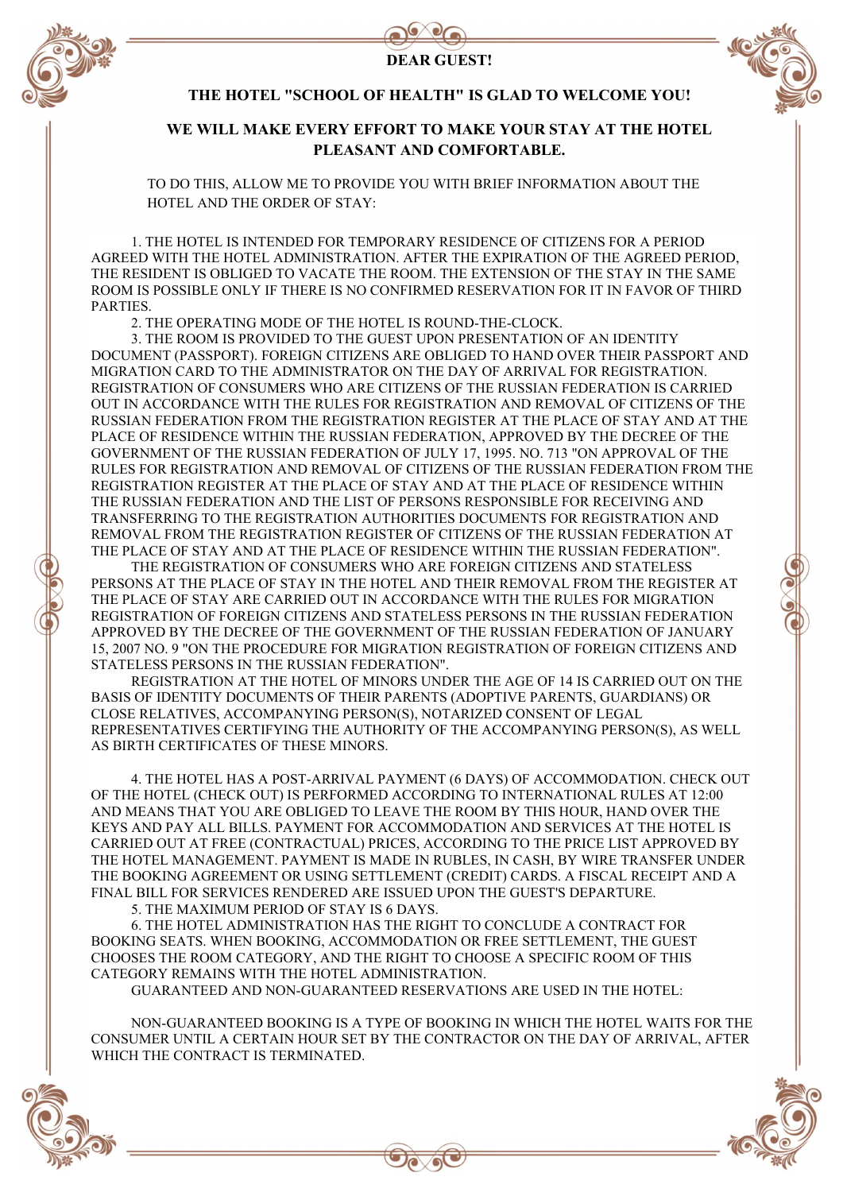**DEAR GUEST!**

**THE HOTEL "SCHOOL OF HEALTH" IS GLAD TO WELCOME YOU!**

**WE WILL MAKE EVERY EFFORT TO MAKE YOUR STAY AT THE HOTEL PLEASANT AND COMFORTABLE.**

TO DO THIS, ALLOW ME TO PROVIDE YOU WITH BRIEF INFORMATION ABOUT THE HOTEL AND THE ORDER OF STAY:

1. THE HOTEL IS INTENDED FOR TEMPORARY RESIDENCE OF CITIZENS FOR A PERIOD AGREED WITH THE HOTEL ADMINISTRATION. AFTER THE EXPIRATION OF THE AGREED PERIOD, THE RESIDENT IS OBLIGED TO VACATE THE ROOM. THE EXTENSION OF THE STAY IN THE SAME ROOM IS POSSIBLE ONLY IF THERE IS NO CONFIRMED RESERVATION FOR IT IN FAVOR OF THIRD PARTIES.

2. THE OPERATING MODE OF THE HOTEL IS ROUND-THE-CLOCK.

3. THE ROOM IS PROVIDED TO THE GUEST UPON PRESENTATION OF AN IDENTITY DOCUMENT (PASSPORT). FOREIGN CITIZENS ARE OBLIGED TO HAND OVER THEIR PASSPORT AND MIGRATION CARD TO THE ADMINISTRATOR ON THE DAY OF ARRIVAL FOR REGISTRATION. REGISTRATION OF CONSUMERS WHO ARE CITIZENS OF THE RUSSIAN FEDERATION IS CARRIED OUT IN ACCORDANCE WITH THE RULES FOR REGISTRATION AND REMOVAL OF CITIZENS OF THE RUSSIAN FEDERATION FROM THE REGISTRATION REGISTER AT THE PLACE OF STAY AND AT THE PLACE OF RESIDENCE WITHIN THE RUSSIAN FEDERATION, APPROVED BY THE DECREE OF THE GOVERNMENT OF THE RUSSIAN FEDERATION OF JULY 17, 1995. NO. 713 "ON APPROVAL OF THE RULES FOR REGISTRATION AND REMOVAL OF CITIZENS OF THE RUSSIAN FEDERATION FROM THE REGISTRATION REGISTER AT THE PLACE OF STAY AND AT THE PLACE OF RESIDENCE WITHIN THE RUSSIAN FEDERATION AND THE LIST OF PERSONS RESPONSIBLE FOR RECEIVING AND TRANSFERRING TO THE REGISTRATION AUTHORITIES DOCUMENTS FOR REGISTRATION AND REMOVAL FROM THE REGISTRATION REGISTER OF CITIZENS OF THE RUSSIAN FEDERATION AT THE PLACE OF STAY AND AT THE PLACE OF RESIDENCE WITHIN THE RUSSIAN FEDERATION".

THE REGISTRATION OF CONSUMERS WHO ARE FOREIGN CITIZENS AND STATELESS PERSONS AT THE PLACE OF STAY IN THE HOTEL AND THEIR REMOVAL FROM THE REGISTER AT THE PLACE OF STAY ARE CARRIED OUT IN ACCORDANCE WITH THE RULES FOR MIGRATION REGISTRATION OF FOREIGN CITIZENS AND STATELESS PERSONS IN THE RUSSIAN FEDERATION APPROVED BY THE DECREE OF THE GOVERNMENT OF THE RUSSIAN FEDERATION OF JANUARY 15, 2007 NO. 9 "ON THE PROCEDURE FOR MIGRATION REGISTRATION OF FOREIGN CITIZENS AND STATELESS PERSONS IN THE RUSSIAN FEDERATION".

REGISTRATION AT THE HOTEL OF MINORS UNDER THE AGE OF 14 IS CARRIED OUT ON THE BASIS OF IDENTITY DOCUMENTS OF THEIR PARENTS (ADOPTIVE PARENTS, GUARDIANS) OR CLOSE RELATIVES, ACCOMPANYING PERSON(S), NOTARIZED CONSENT OF LEGAL REPRESENTATIVES CERTIFYING THE AUTHORITY OF THE ACCOMPANYING PERSON(S), AS WELL AS BIRTH CERTIFICATES OF THESE MINORS.

4. THE HOTEL HAS A POST-ARRIVAL PAYMENT (6 DAYS) OF ACCOMMODATION. CHECK OUT OF THE HOTEL (CHECK OUT) IS PERFORMED ACCORDING TO INTERNATIONAL RULES AT 12:00 AND MEANS THAT YOU ARE OBLIGED TO LEAVE THE ROOM BY THIS HOUR, HAND OVER THE KEYS AND PAY ALL BILLS. PAYMENT FOR ACCOMMODATION AND SERVICES AT THE HOTEL IS CARRIED OUT AT FREE (CONTRACTUAL) PRICES, ACCORDING TO THE PRICE LIST APPROVED BY THE HOTEL MANAGEMENT. PAYMENT IS MADE IN RUBLES, IN CASH, BY WIRE TRANSFER UNDER THE BOOKING AGREEMENT OR USING SETTLEMENT (CREDIT) CARDS. A FISCAL RECEIPT AND A FINAL BILL FOR SERVICES RENDERED ARE ISSUED UPON THE GUEST'S DEPARTURE.

5. THE MAXIMUM PERIOD OF STAY IS 6 DAYS.

6. THE HOTEL ADMINISTRATION HAS THE RIGHT TO CONCLUDE A CONTRACT FOR BOOKING SEATS. WHEN BOOKING, ACCOMMODATION OR FREE SETTLEMENT, THE GUEST CHOOSES THE ROOM CATEGORY, AND THE RIGHT TO CHOOSE A SPECIFIC ROOM OF THIS CATEGORY REMAINS WITH THE HOTEL ADMINISTRATION.

GUARANTEED AND NON-GUARANTEED RESERVATIONS ARE USED IN THE HOTEL:

NON-GUARANTEED BOOKING IS A TYPE OF BOOKING IN WHICH THE HOTEL WAITS FOR THE CONSUMER UNTIL A CERTAIN HOUR SET BY THE CONTRACTOR ON THE DAY OF ARRIVAL, AFTER WHICH THE CONTRACT IS TERMINATED.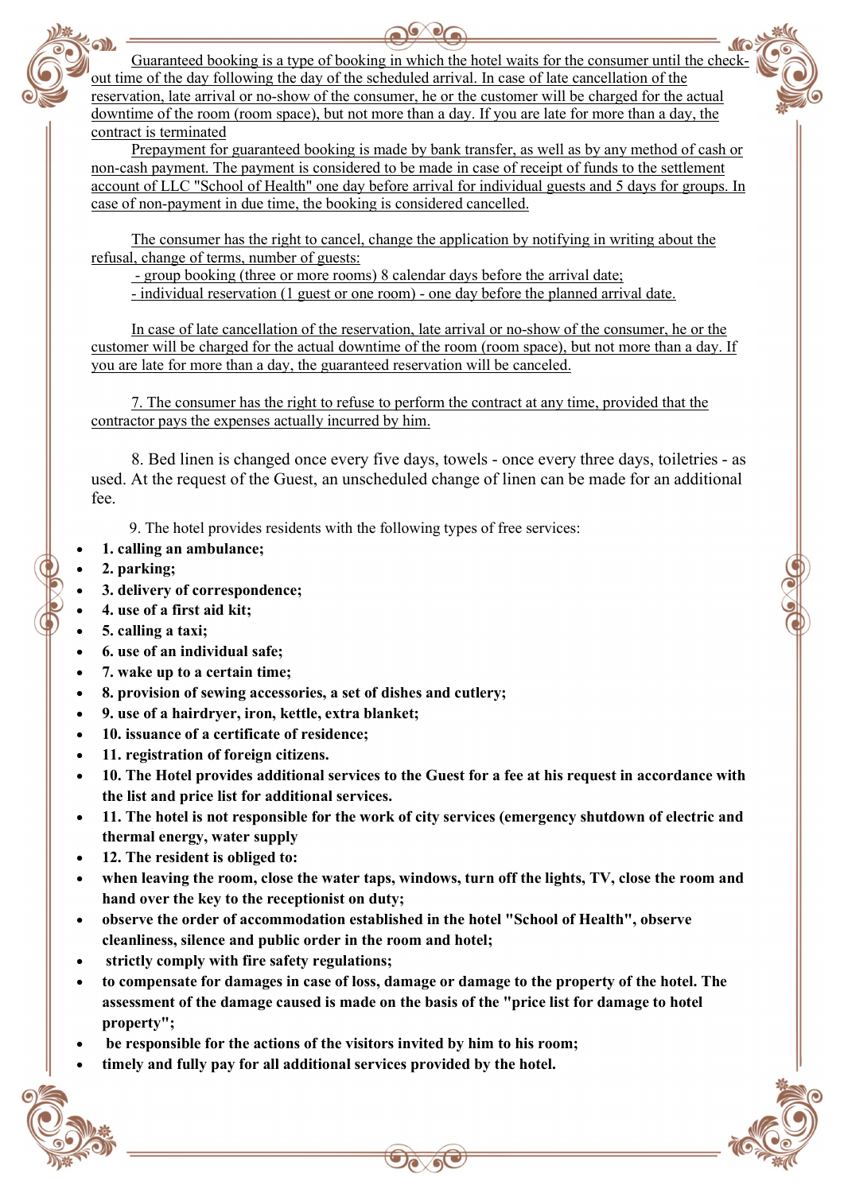Guaranteed booking is a type of booking in which the hotel waits for the consumer until the check-out time of the day following the day of the scheduled arrival. In case of late cancellation of the reservation, late arrival or no-show of the consumer, he or the customer will be charged for the actual downtime of the room (room space), but not more than a day. If you are late for more than a day, the contract is terminated

Prepayment for guaranteed booking is made by bank transfer, as well as by any method of cash or non-cash payment. The payment is considered to be made in case of receipt of funds to the settlement account of LLC "School of Health" one day before arrival for individual guests and 5 days for groups. In case of non-payment in due time, the booking is considered cancelled.

The consumer has the right to cancel, change the application by notifying in writing about the refusal, change of terms, number of guests:

- group booking (three or more rooms) 8 calendar days before the arrival date;
- individual reservation (1 guest or one room) - one day before the planned arrival date.

In case of late cancellation of the reservation, late arrival or no-show of the consumer, he or the customer will be charged for the actual downtime of the room (room space), but not more than a day. If you are late for more than a day, the guaranteed reservation will be canceled.

7. The consumer has the right to refuse to perform the contract at any time, provided that the contractor pays the expenses actually incurred by him.

8. Bed linen is changed once every five days, towels - once every three days, toiletries - as used. At the request of the Guest, an unscheduled change of linen can be made for an additional fee.

9. The hotel provides residents with the following types of free services:

- **1. calling an ambulance;**
- **2. parking;**
- **3. delivery of correspondence;**
- **4. use of a first aid kit;**
- **5. calling a taxi;**
- **6. use of an individual safe;**
- **7. wake up to a certain time;**
- **8. provision of sewing accessories, a set of dishes and cutlery;**
- **9. use of a hairdryer, iron, kettle, extra blanket;**
- **10. issuance of a certificate of residence;**
- **11. registration of foreign citizens.**
- **10. The Hotel provides additional services to the Guest for a fee at his request in accordance with the list and price list for additional services.**
- **11. The hotel is not responsible for the work of city services (emergency shutdown of electric and thermal energy, water supply**
- **12. The resident is obliged to:**
- **when leaving the room, close the water taps, windows, turn off the lights, TV, close the room and hand over the key to the receptionist on duty;**
- **observe the order of accommodation established in the hotel "School of Health", observe cleanliness, silence and public order in the room and hotel;**
- **strictly comply with fire safety regulations;**
- **to compensate for damages in case of loss, damage or damage to the property of the hotel. The assessment of the damage caused is made on the basis of the "price list for damage to hotel property";**
- **be responsible for the actions of the visitors invited by him to his room;**
- **timely and fully pay for all additional services provided by the hotel.**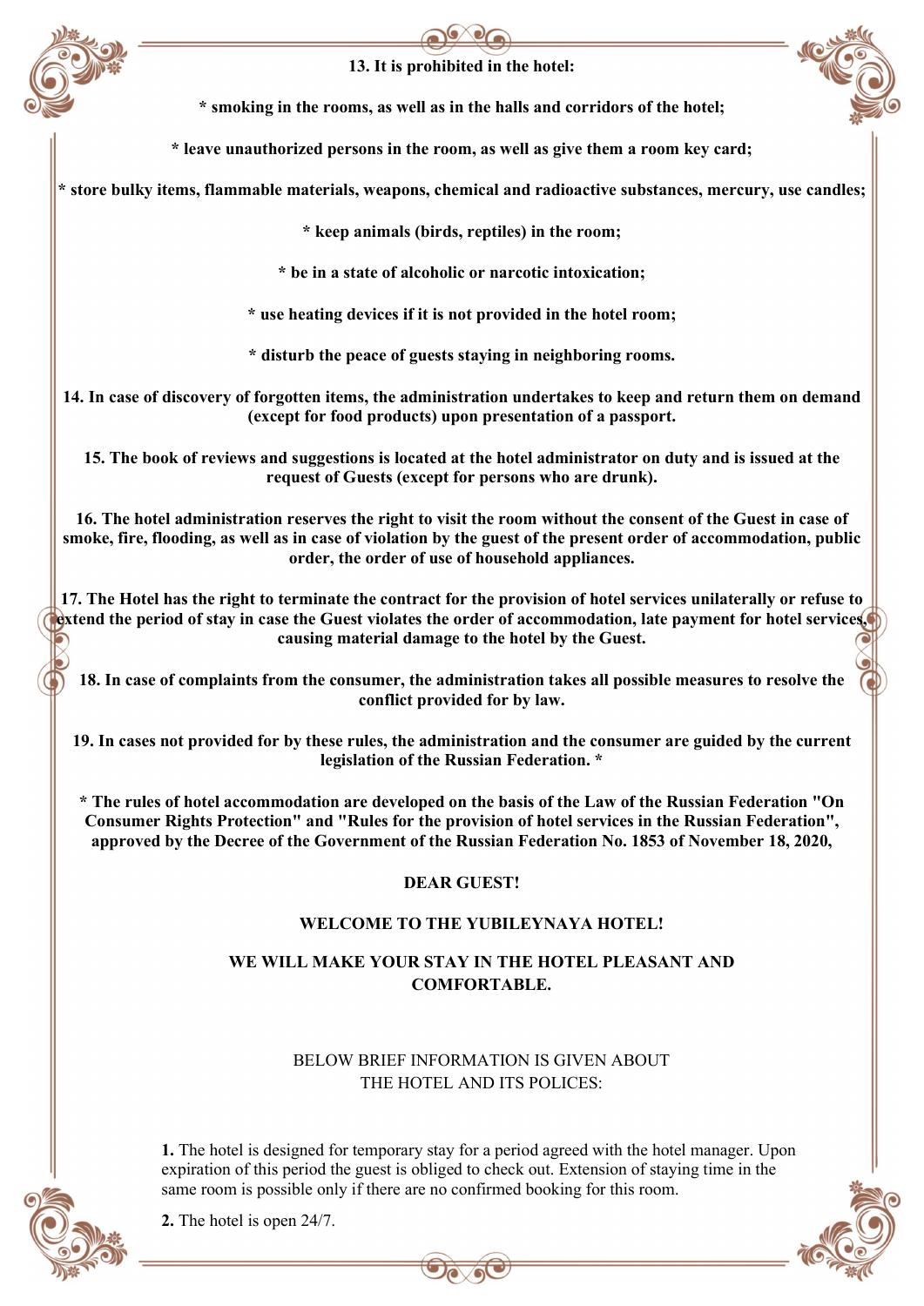**13. It is prohibited in the hotel:**

**\* smoking in the rooms, as well as in the halls and corridors of the hotel;**

**\* leave unauthorized persons in the room, as well as give them a room key card;**

**\* store bulky items, flammable materials, weapons, chemical and radioactive substances, mercury, use candles;**

**\* keep animals (birds, reptiles) in the room;**

**\* be in a state of alcoholic or narcotic intoxication;**

**\* use heating devices if it is not provided in the hotel room;**

**\* disturb the peace of guests staying in neighboring rooms.**

**14. In case of discovery of forgotten items, the administration undertakes to keep and return them on demand (except for food products) upon presentation of a passport.**

**15. The book of reviews and suggestions is located at the hotel administrator on duty and is issued at the request of Guests (except for persons who are drunk).**

**16. The hotel administration reserves the right to visit the room without the consent of the Guest in case of smoke, fire, flooding, as well as in case of violation by the guest of the present order of accommodation, public order, the order of use of household appliances.**

**17. The Hotel has the right to terminate the contract for the provision of hotel services unilaterally or refuse to extend the period of stay in case the Guest violates the order of accommodation, late payment for hotel services, causing material damage to the hotel by the Guest.**

**18. In case of complaints from the consumer, the administration takes all possible measures to resolve the conflict provided for by law.**

**19. In cases not provided for by these rules, the administration and the consumer are guided by the current legislation of the Russian Federation. \***

**\* The rules of hotel accommodation are developed on the basis of the Law of the Russian Federation "On Consumer Rights Protection" and "Rules for the provision of hotel services in the Russian Federation", approved by the Decree of the Government of the Russian Federation No. 1853 of November 18, 2020,**

**DEAR GUEST!**

**WELCOME TO THE YUBILEYNAYA HOTEL!**

**WE WILL MAKE YOUR STAY IN THE HOTEL PLEASANT AND COMFORTABLE.**

BELOW BRIEF INFORMATION IS GIVEN ABOUT THE HOTEL AND ITS POLICES:

**1.** The hotel is designed for temporary stay for a period agreed with the hotel manager. Upon expiration of this period the guest is obliged to check out. Extension of staying time in the same room is possible only if there are no confirmed booking for this room.

**2.** The hotel is open 24/7.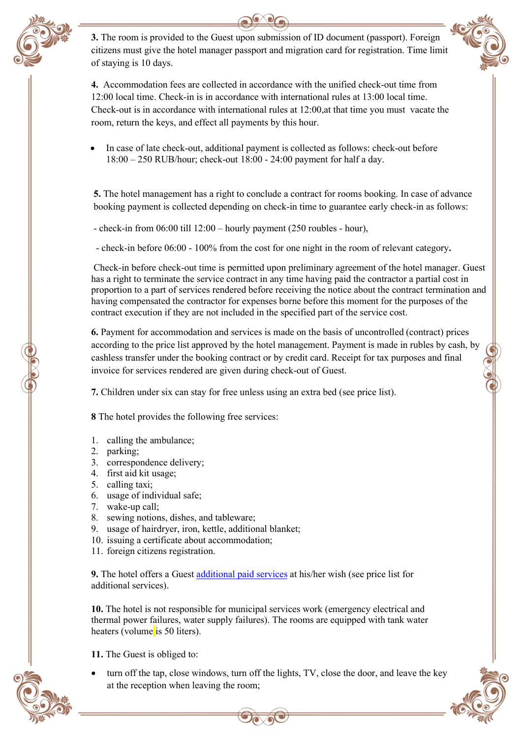**3.** The room is provided to the Guest upon submission of ID document (passport). Foreign citizens must give the hotel manager passport and migration card for registration. Time limit of staying is 10 days.

**4.** Accommodation fees are collected in accordance with the unified check-out time from 12:00 local time. Check-in is in accordance with international rules at 13:00 local time. Check-out is in accordance with international rules at 12:00,at that time you must vacate the room, return the keys, and effect all payments by this hour.

- In case of late check-out, additional payment is collected as follows: check-out before 18:00 – 250 RUB/hour; check-out 18:00 - 24:00 payment for half a day.

**5.** The hotel management has a right to conclude a contract for rooms booking. In case of advance booking payment is collected depending on check-in time to guarantee early check-in as follows:

- check-in from 06:00 till 12:00 – hourly payment (250 roubles - hour),

- check-in before 06:00 - 100% from the cost for one night in the room of relevant category**.**

Check-in before check-out time is permitted upon preliminary agreement of the hotel manager. Guest has a right to terminate the service contract in any time having paid the contractor a partial cost in proportion to a part of services rendered before receiving the notice about the contract termination and having compensated the contractor for expenses borne before this moment for the purposes of the contract execution if they are not included in the specified part of the service cost.

**6.** Payment for accommodation and services is made on the basis of uncontrolled (contract) prices according to the price list approved by the hotel management. Payment is made in rubles by cash, by cashless transfer under the booking contract or by credit card. Receipt for tax purposes and final invoice for services rendered are given during check-out of Guest.

**7.** Children under six can stay for free unless using an extra bed (see price list).

**8** The hotel provides the following free services:

1. calling the ambulance;
2. parking;
3. correspondence delivery;
4. first aid kit usage;
5. calling taxi;
6. usage of individual safe;
7. wake-up call;
8. sewing notions, dishes, and tableware;
9. usage of hairdryer, iron, kettle, additional blanket;
10. issuing a certificate about accommodation;
11. foreign citizens registration.

**9.** The hotel offers a Guest additional paid services at his/her wish (see price list for additional services).

**10.** The hotel is not responsible for municipal services work (emergency electrical and thermal power failures, water supply failures). The rooms are equipped with tank water heaters (volume is 50 liters).

**11.** The Guest is obliged to:

- turn off the tap, close windows, turn off the lights, TV, close the door, and leave the key at the reception when leaving the room;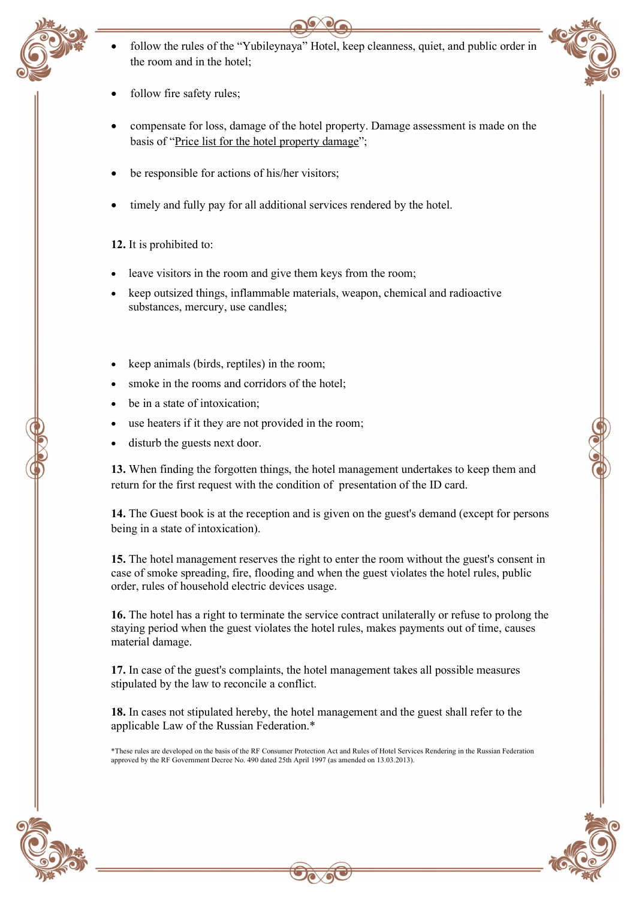- follow the rules of the “Yubileynaya” Hotel, keep cleanness, quiet, and public order in the room and in the hotel;
- follow fire safety rules;
- compensate for loss, damage of the hotel property. Damage assessment is made on the basis of “Price list for the hotel property damage”;
- be responsible for actions of his/her visitors;
- timely and fully pay for all additional services rendered by the hotel.

**12.** It is prohibited to:

- leave visitors in the room and give them keys from the room;
- keep outsized things, inflammable materials, weapon, chemical and radioactive substances, mercury, use candles;
- keep animals (birds, reptiles) in the room;
- smoke in the rooms and corridors of the hotel;
- be in a state of intoxication;
- use heaters if it they are not provided in the room;
- disturb the guests next door.

**13.** When finding the forgotten things, the hotel management undertakes to keep them and return for the first request with the condition of presentation of the ID card.

**14.** The Guest book is at the reception and is given on the guest's demand (except for persons being in a state of intoxication).

**15.** The hotel management reserves the right to enter the room without the guest's consent in case of smoke spreading, fire, flooding and when the guest violates the hotel rules, public order, rules of household electric devices usage.

**16.** The hotel has a right to terminate the service contract unilaterally or refuse to prolong the staying period when the guest violates the hotel rules, makes payments out of time, causes material damage.

**17.** In case of the guest's complaints, the hotel management takes all possible measures stipulated by the law to reconcile a conflict.

**18.** In cases not stipulated hereby, the hotel management and the guest shall refer to the applicable Law of the Russian Federation.*

*These rules are developed on the basis of the RF Consumer Protection Act and Rules of Hotel Services Rendering in the Russian Federation approved by the RF Government Decree No. 490 dated 25th April 1997 (as amended on 13.03.2013).